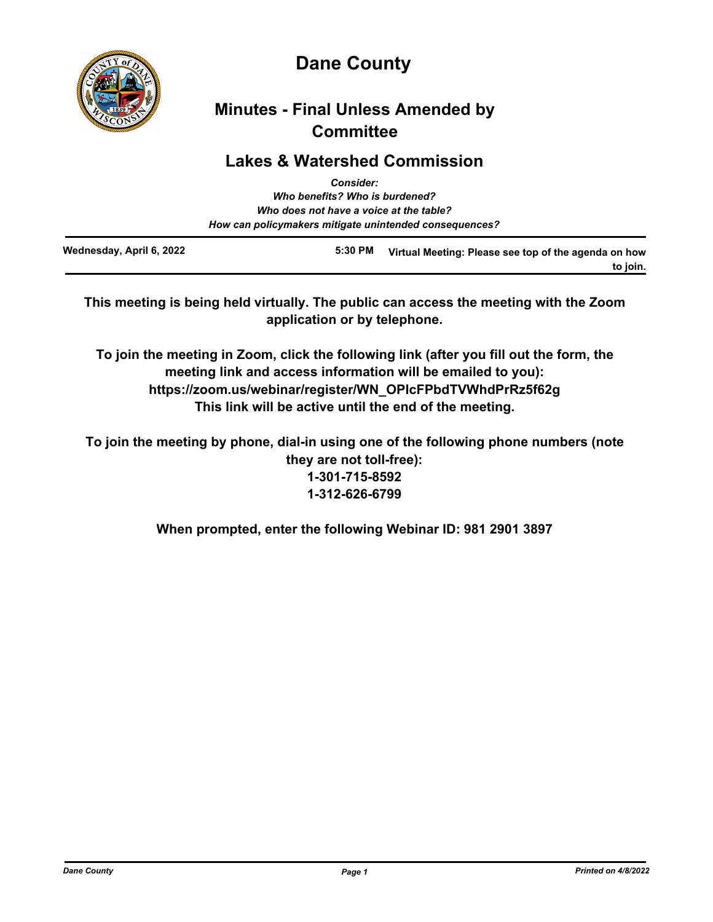# Dane County

## Minutes - Final Unless Amended by Committee

## Lakes & Watershed Commission

*Consider:*
*Who benefits? Who is burdened?*
*Who does not have a voice at the table?*
*How can policymakers mitigate unintended consequences?*

| Wednesday, April 6, 2022 | 5:30 PM | Virtual Meeting: Please see top of the agenda on how to join. |
|---|---|---|

**This meeting is being held virtually. The public can access the meeting with the Zoom application or by telephone.**

**To join the meeting in Zoom, click the following link (after you fill out the form, the meeting link and access information will be emailed to you):**
**https://zoom.us/webinar/register/WN_OPIcFPbdTVWhdPrRz5f62g**
**This link will be active until the end of the meeting.**

**To join the meeting by phone, dial-in using one of the following phone numbers (note they are not toll-free):**
**1-301-715-8592**
**1-312-626-6799**

**When prompted, enter the following Webinar ID: 981 2901 3897**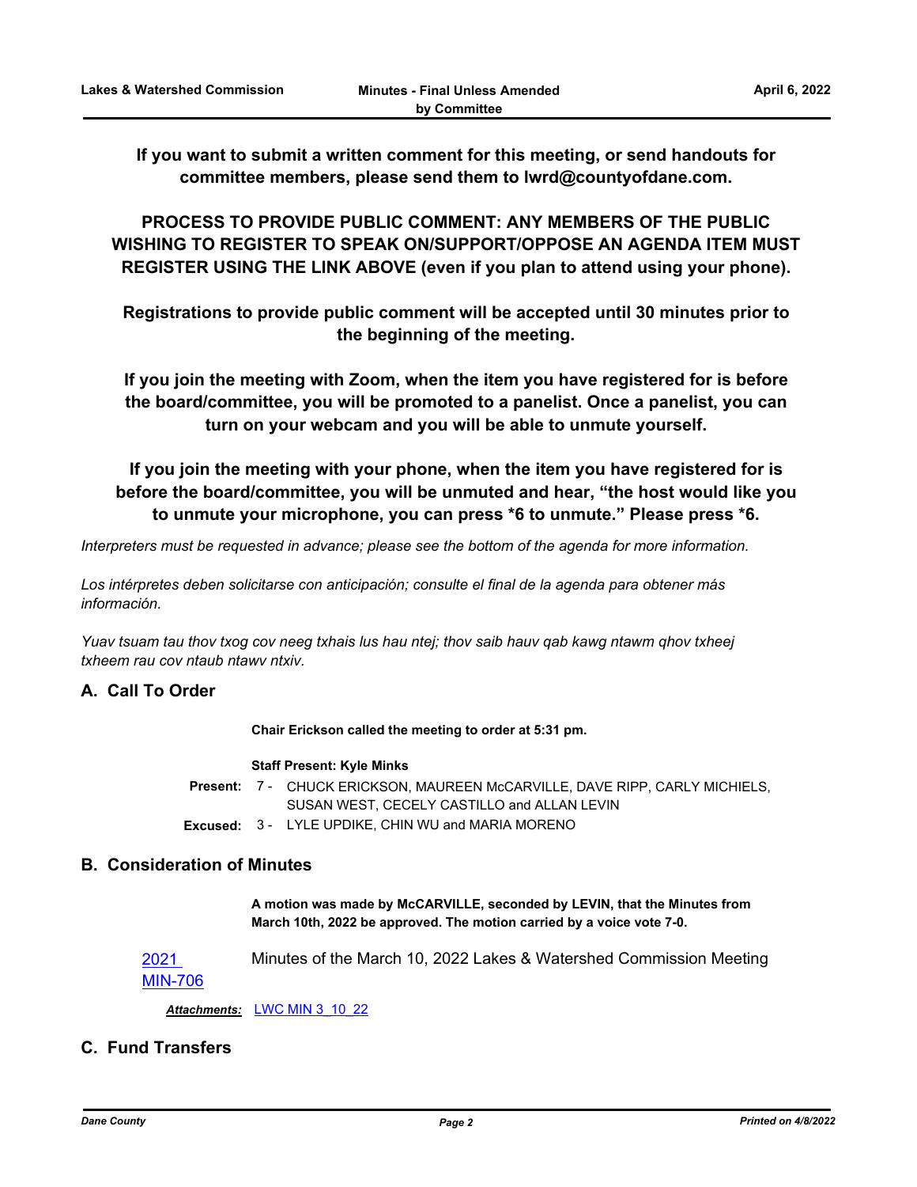**If you want to submit a written comment for this meeting, or send handouts for committee members, please send them to lwrd@countyofdane.com.**

**PROCESS TO PROVIDE PUBLIC COMMENT: ANY MEMBERS OF THE PUBLIC WISHING TO REGISTER TO SPEAK ON/SUPPORT/OPPOSE AN AGENDA ITEM MUST REGISTER USING THE LINK ABOVE (even if you plan to attend using your phone).**

**Registrations to provide public comment will be accepted until 30 minutes prior to the beginning of the meeting.**

**If you join the meeting with Zoom, when the item you have registered for is before the board/committee, you will be promoted to a panelist. Once a panelist, you can turn on your webcam and you will be able to unmute yourself.**

**If you join the meeting with your phone, when the item you have registered for is before the board/committee, you will be unmuted and hear, "the host would like you to unmute your microphone, you can press *6 to unmute." Please press *6.**

*Interpreters must be requested in advance; please see the bottom of the agenda for more information.*

*Los intérpretes deben solicitarse con anticipación; consulte el final de la agenda para obtener más información.*

*Yuav tsuam tau thov txog cov neeg txhais lus hau ntej; thov saib hauv qab kawg ntawm qhov txheej txheem rau cov ntaub ntawv ntxiv.*

## A. Call To Order

**Chair Erickson called the meeting to order at 5:31 pm.**

**Staff Present: Kyle Minks**

**Present:** 7 - CHUCK ERICKSON, MAUREEN McCARVILLE, DAVE RIPP, CARLY MICHIELS, SUSAN WEST, CECELY CASTILLO and ALLAN LEVIN

**Excused:** 3 - LYLE UPDIKE, CHIN WU and MARIA MORENO

## B. Consideration of Minutes

**A motion was made by McCARVILLE, seconded by LEVIN, that the Minutes from March 10th, 2022 be approved. The motion carried by a voice vote 7-0.**

2021 MIN-706 — Minutes of the March 10, 2022 Lakes & Watershed Commission Meeting

***Attachments:*** LWC MIN 3_10_22

## C. Fund Transfers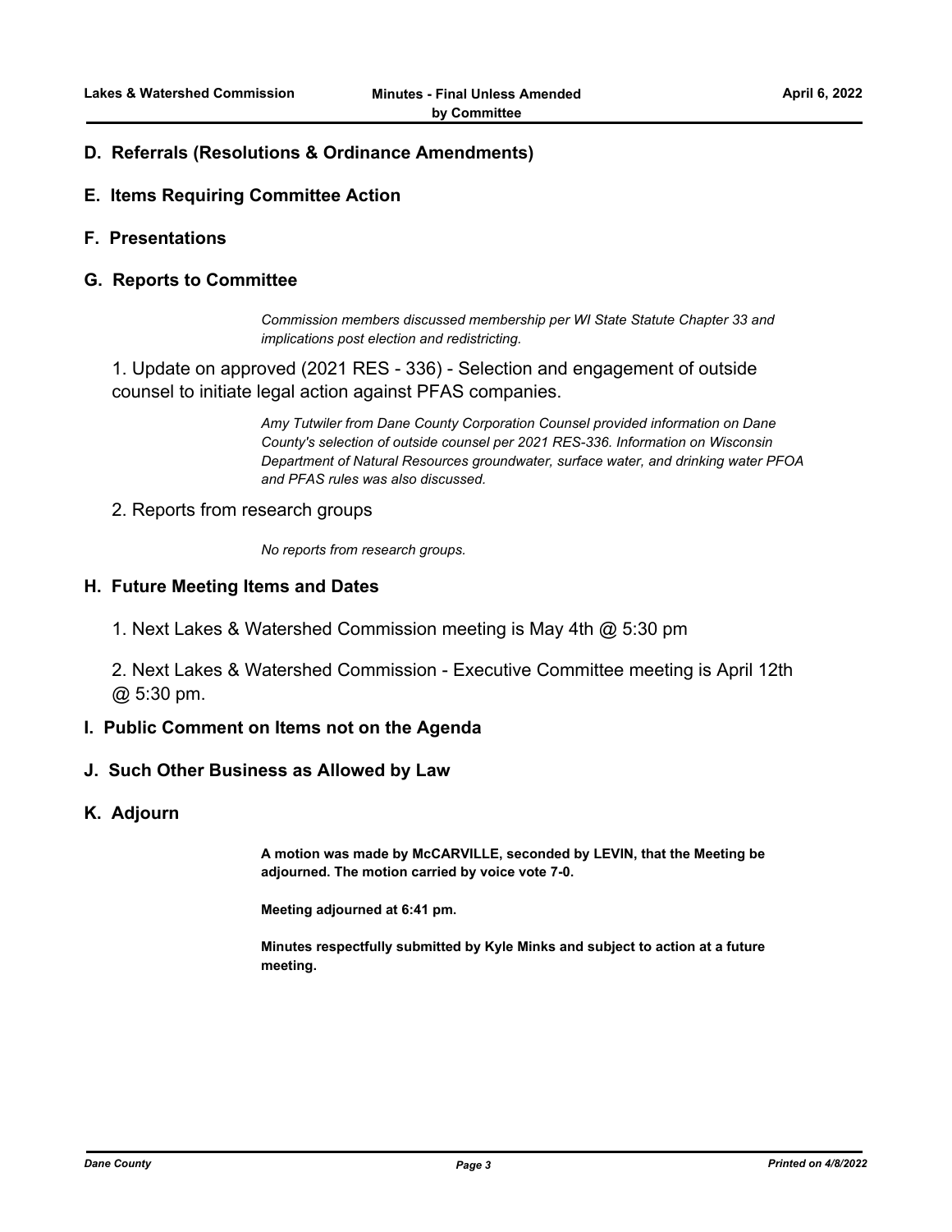## D. Referrals (Resolutions & Ordinance Amendments)

## E. Items Requiring Committee Action

## F. Presentations

## G. Reports to Committee

*Commission members discussed membership per WI State Statute Chapter 33 and implications post election and redistricting.*

1. Update on approved (2021 RES - 336) - Selection and engagement of outside counsel to initiate legal action against PFAS companies.

*Amy Tutwiler from Dane County Corporation Counsel provided information on Dane County's selection of outside counsel per 2021 RES-336. Information on Wisconsin Department of Natural Resources groundwater, surface water, and drinking water PFOA and PFAS rules was also discussed.*

2. Reports from research groups

*No reports from research groups.*

## H. Future Meeting Items and Dates

1. Next Lakes & Watershed Commission meeting is May 4th @ 5:30 pm

2. Next Lakes & Watershed Commission - Executive Committee meeting is April 12th @ 5:30 pm.

## I. Public Comment on Items not on the Agenda

## J. Such Other Business as Allowed by Law

## K. Adjourn

**A motion was made by McCARVILLE, seconded by LEVIN, that the Meeting be adjourned. The motion carried by voice vote 7-0.**

**Meeting adjourned at 6:41 pm.**

**Minutes respectfully submitted by Kyle Minks and subject to action at a future meeting.**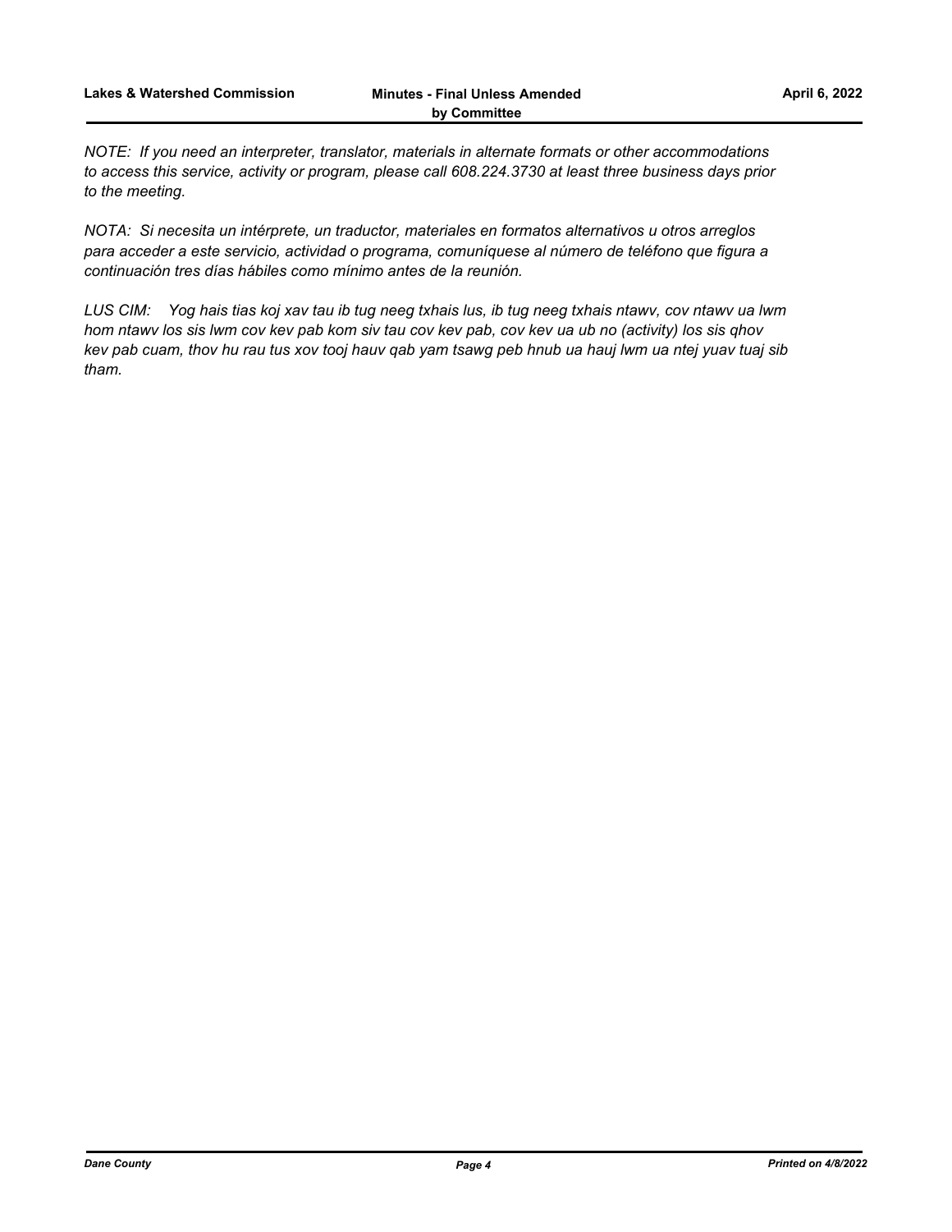*NOTE: If you need an interpreter, translator, materials in alternate formats or other accommodations to access this service, activity or program, please call 608.224.3730 at least three business days prior to the meeting.*

*NOTA: Si necesita un intérprete, un traductor, materiales en formatos alternativos u otros arreglos para acceder a este servicio, actividad o programa, comuníquese al número de teléfono que figura a continuación tres días hábiles como mínimo antes de la reunión.*

*LUS CIM: Yog hais tias koj xav tau ib tug neeg txhais lus, ib tug neeg txhais ntawv, cov ntawv ua lwm hom ntawv los sis lwm cov kev pab kom siv tau cov kev pab, cov kev ua ub no (activity) los sis qhov kev pab cuam, thov hu rau tus xov tooj hauv qab yam tsawg peb hnub ua hauj lwm ua ntej yuav tuaj sib tham.*